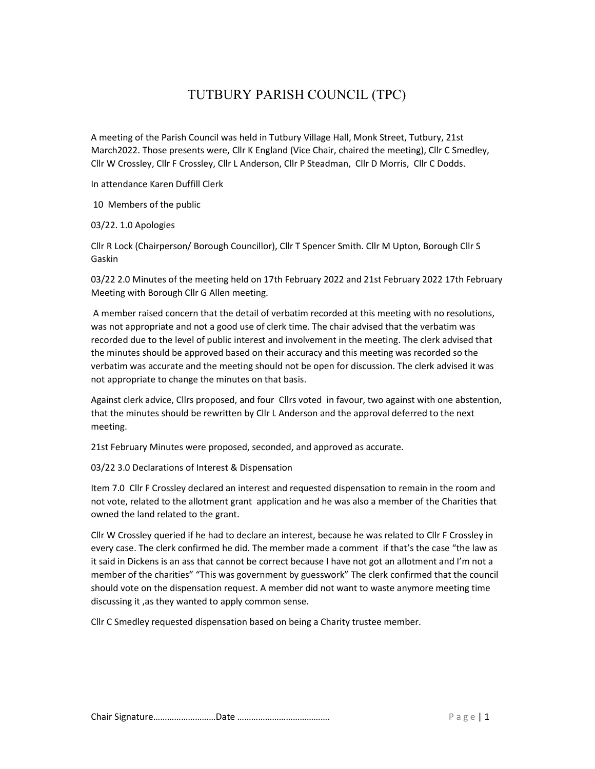# TUTBURY PARISH COUNCIL (TPC)

A meeting of the Parish Council was held in Tutbury Village Hall, Monk Street, Tutbury, 21st March2022. Those presents were, Cllr K England (Vice Chair, chaired the meeting), Cllr C Smedley, Cllr W Crossley, Cllr F Crossley, Cllr L Anderson, Cllr P Steadman, Cllr D Morris, Cllr C Dodds.

In attendance Karen Duffill Clerk

10 Members of the public

03/22. 1.0 Apologies

Cllr R Lock (Chairperson/ Borough Councillor), Cllr T Spencer Smith. Cllr M Upton, Borough Cllr S Gaskin

03/22 2.0 Minutes of the meeting held on 17th February 2022 and 21st February 2022 17th February Meeting with Borough Cllr G Allen meeting.

A member raised concern that the detail of verbatim recorded at this meeting with no resolutions, was not appropriate and not a good use of clerk time. The chair advised that the verbatim was recorded due to the level of public interest and involvement in the meeting. The clerk advised that the minutes should be approved based on their accuracy and this meeting was recorded so the verbatim was accurate and the meeting should not be open for discussion. The clerk advised it was not appropriate to change the minutes on that basis.

Against clerk advice, Cllrs proposed, and four Cllrs voted in favour, two against with one abstention, that the minutes should be rewritten by Cllr L Anderson and the approval deferred to the next meeting.

21st February Minutes were proposed, seconded, and approved as accurate.

03/22 3.0 Declarations of Interest & Dispensation

Item 7.0 Cllr F Crossley declared an interest and requested dispensation to remain in the room and not vote, related to the allotment grant application and he was also a member of the Charities that owned the land related to the grant.

Cllr W Crossley queried if he had to declare an interest, because he was related to Cllr F Crossley in every case. The clerk confirmed he did. The member made a comment if that's the case "the law as it said in Dickens is an ass that cannot be correct because I have not got an allotment and I'm not a member of the charities" "This was government by guesswork" The clerk confirmed that the council should vote on the dispensation request. A member did not want to waste anymore meeting time discussing it ,as they wanted to apply common sense.

Cllr C Smedley requested dispensation based on being a Charity trustee member.

Chair Signature……………………Date ……………………………….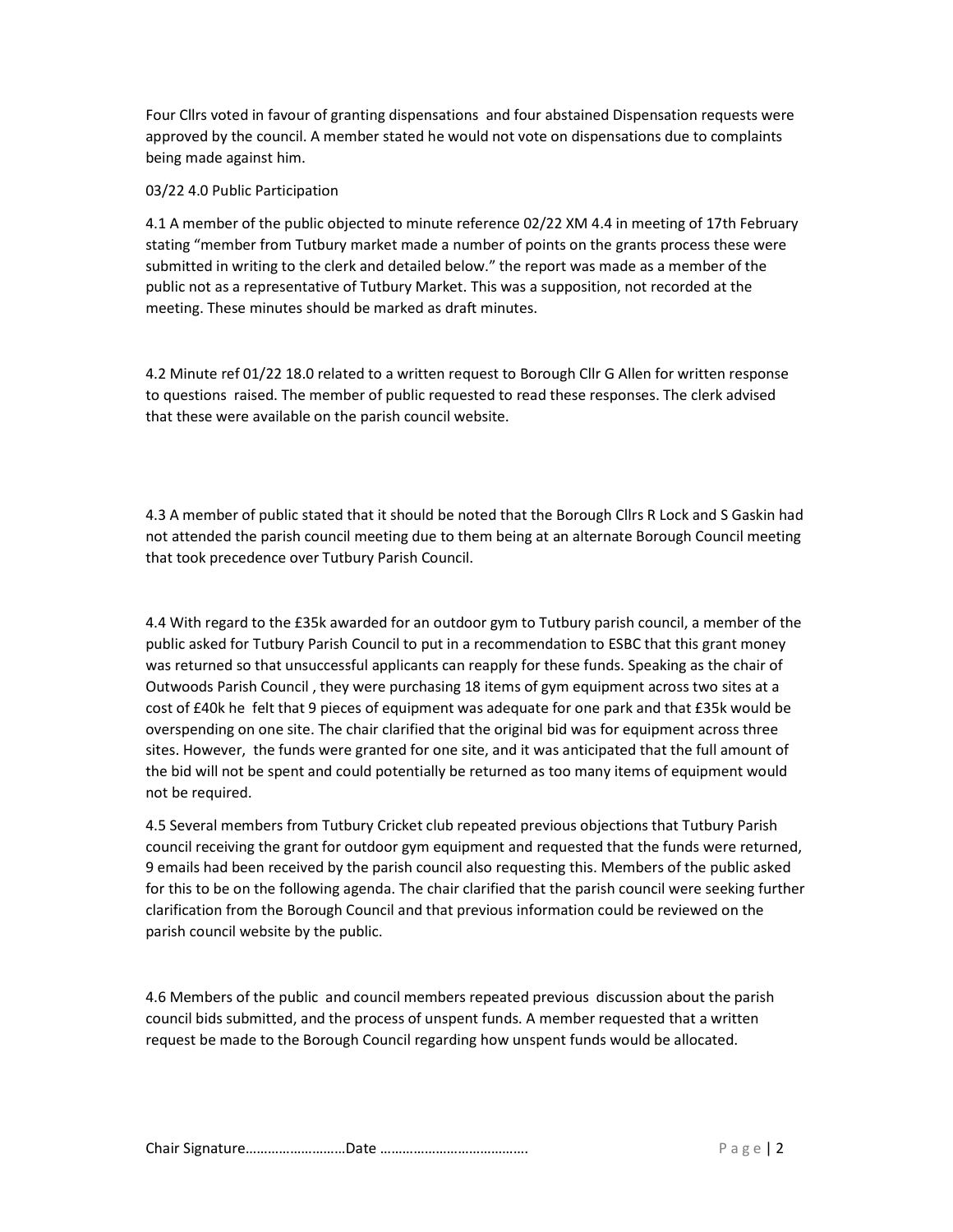Four Cllrs voted in favour of granting dispensations and four abstained Dispensation requests were approved by the council. A member stated he would not vote on dispensations due to complaints being made against him.

03/22 4.0 Public Participation

4.1 A member of the public objected to minute reference 02/22 XM 4.4 in meeting of 17th February stating "member from Tutbury market made a number of points on the grants process these were submitted in writing to the clerk and detailed below." the report was made as a member of the public not as a representative of Tutbury Market. This was a supposition, not recorded at the meeting. These minutes should be marked as draft minutes.

4.2 Minute ref 01/22 18.0 related to a written request to Borough Cllr G Allen for written response to questions raised. The member of public requested to read these responses. The clerk advised that these were available on the parish council website.

4.3 A member of public stated that it should be noted that the Borough Cllrs R Lock and S Gaskin had not attended the parish council meeting due to them being at an alternate Borough Council meeting that took precedence over Tutbury Parish Council.

4.4 With regard to the £35k awarded for an outdoor gym to Tutbury parish council, a member of the public asked for Tutbury Parish Council to put in a recommendation to ESBC that this grant money was returned so that unsuccessful applicants can reapply for these funds. Speaking as the chair of Outwoods Parish Council , they were purchasing 18 items of gym equipment across two sites at a cost of £40k he felt that 9 pieces of equipment was adequate for one park and that £35k would be overspending on one site. The chair clarified that the original bid was for equipment across three sites. However, the funds were granted for one site, and it was anticipated that the full amount of the bid will not be spent and could potentially be returned as too many items of equipment would not be required.

4.5 Several members from Tutbury Cricket club repeated previous objections that Tutbury Parish council receiving the grant for outdoor gym equipment and requested that the funds were returned, 9 emails had been received by the parish council also requesting this. Members of the public asked for this to be on the following agenda. The chair clarified that the parish council were seeking further clarification from the Borough Council and that previous information could be reviewed on the parish council website by the public.

4.6 Members of the public and council members repeated previous discussion about the parish council bids submitted, and the process of unspent funds. A member requested that a written request be made to the Borough Council regarding how unspent funds would be allocated.

Chair Signature……………………Date ……………………………….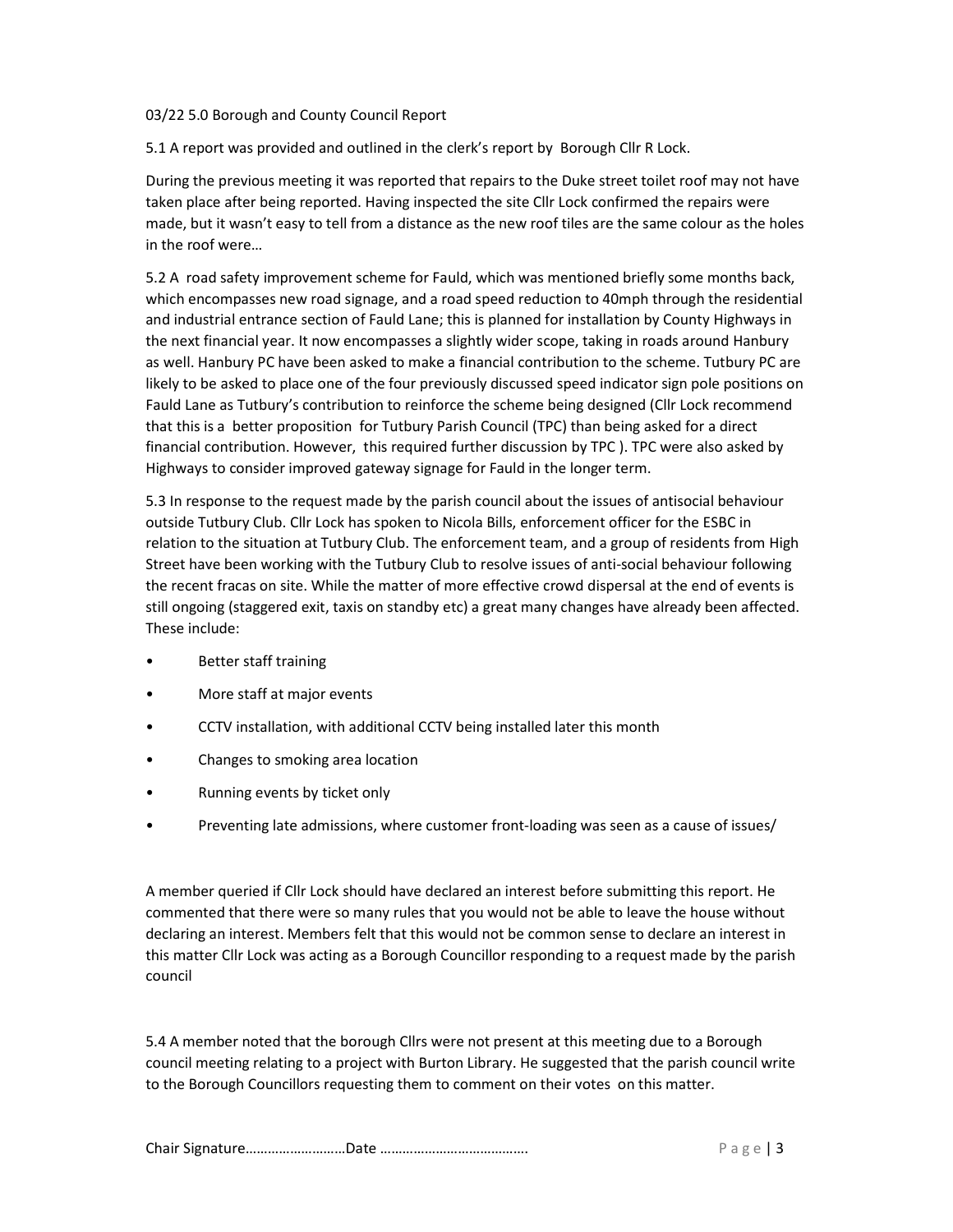03/22 5.0 Borough and County Council Report

5.1 A report was provided and outlined in the clerk's report by Borough Cllr R Lock.

During the previous meeting it was reported that repairs to the Duke street toilet roof may not have taken place after being reported. Having inspected the site Cllr Lock confirmed the repairs were made, but it wasn't easy to tell from a distance as the new roof tiles are the same colour as the holes in the roof were…

5.2 A road safety improvement scheme for Fauld, which was mentioned briefly some months back, which encompasses new road signage, and a road speed reduction to 40mph through the residential and industrial entrance section of Fauld Lane; this is planned for installation by County Highways in the next financial year. It now encompasses a slightly wider scope, taking in roads around Hanbury as well. Hanbury PC have been asked to make a financial contribution to the scheme. Tutbury PC are likely to be asked to place one of the four previously discussed speed indicator sign pole positions on Fauld Lane as Tutbury's contribution to reinforce the scheme being designed (Cllr Lock recommend that this is a better proposition for Tutbury Parish Council (TPC) than being asked for a direct financial contribution. However, this required further discussion by TPC ). TPC were also asked by Highways to consider improved gateway signage for Fauld in the longer term.

5.3 In response to the request made by the parish council about the issues of antisocial behaviour outside Tutbury Club. Cllr Lock has spoken to Nicola Bills, enforcement officer for the ESBC in relation to the situation at Tutbury Club. The enforcement team, and a group of residents from High Street have been working with the Tutbury Club to resolve issues of anti-social behaviour following the recent fracas on site. While the matter of more effective crowd dispersal at the end of events is still ongoing (staggered exit, taxis on standby etc) a great many changes have already been affected. These include:

- Better staff training
- More staff at major events
- CCTV installation, with additional CCTV being installed later this month
- Changes to smoking area location
- Running events by ticket only
- Preventing late admissions, where customer front-loading was seen as a cause of issues/

A member queried if Cllr Lock should have declared an interest before submitting this report. He commented that there were so many rules that you would not be able to leave the house without declaring an interest. Members felt that this would not be common sense to declare an interest in this matter Cllr Lock was acting as a Borough Councillor responding to a request made by the parish council

5.4 A member noted that the borough Cllrs were not present at this meeting due to a Borough council meeting relating to a project with Burton Library. He suggested that the parish council write to the Borough Councillors requesting them to comment on their votes on this matter.

Chair Signature……………………Date ………………………………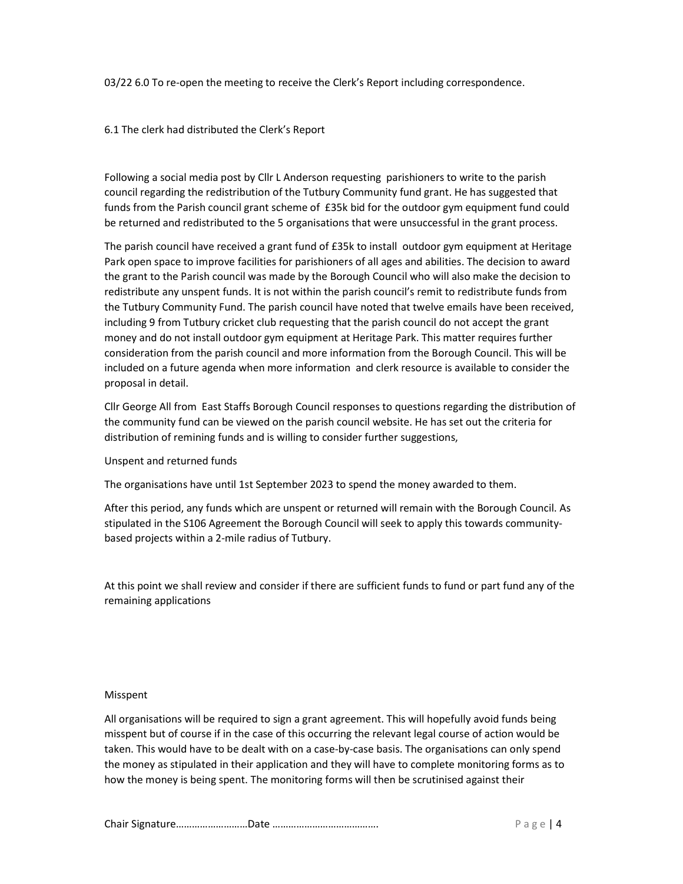03/22 6.0 To re-open the meeting to receive the Clerk's Report including correspondence.

6.1 The clerk had distributed the Clerk's Report

Following a social media post by Cllr L Anderson requesting parishioners to write to the parish council regarding the redistribution of the Tutbury Community fund grant. He has suggested that funds from the Parish council grant scheme of £35k bid for the outdoor gym equipment fund could be returned and redistributed to the 5 organisations that were unsuccessful in the grant process.

The parish council have received a grant fund of £35k to install outdoor gym equipment at Heritage Park open space to improve facilities for parishioners of all ages and abilities. The decision to award the grant to the Parish council was made by the Borough Council who will also make the decision to redistribute any unspent funds. It is not within the parish council's remit to redistribute funds from the Tutbury Community Fund. The parish council have noted that twelve emails have been received, including 9 from Tutbury cricket club requesting that the parish council do not accept the grant money and do not install outdoor gym equipment at Heritage Park. This matter requires further consideration from the parish council and more information from the Borough Council. This will be included on a future agenda when more information and clerk resource is available to consider the proposal in detail.

Cllr George All from East Staffs Borough Council responses to questions regarding the distribution of the community fund can be viewed on the parish council website. He has set out the criteria for distribution of remining funds and is willing to consider further suggestions,

Unspent and returned funds

The organisations have until 1st September 2023 to spend the money awarded to them.

After this period, any funds which are unspent or returned will remain with the Borough Council. As stipulated in the S106 Agreement the Borough Council will seek to apply this towards community-based projects within a 2-mile radius of Tutbury.

At this point we shall review and consider if there are sufficient funds to fund or part fund any of the remaining applications

Misspent

All organisations will be required to sign a grant agreement. This will hopefully avoid funds being misspent but of course if in the case of this occurring the relevant legal course of action would be taken. This would have to be dealt with on a case-by-case basis. The organisations can only spend the money as stipulated in their application and they will have to complete monitoring forms as to how the money is being spent. The monitoring forms will then be scrutinised against their

Chair Signature……………………Date ……………………………….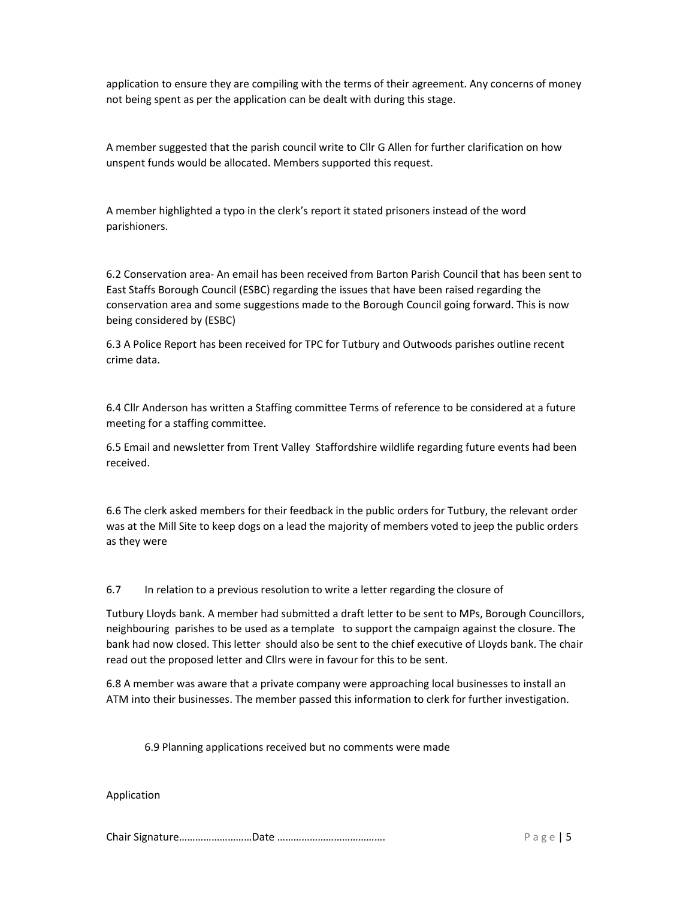application to ensure they are compiling with the terms of their agreement. Any concerns of money not being spent as per the application can be dealt with during this stage.

A member suggested that the parish council write to Cllr G Allen for further clarification on how unspent funds would be allocated. Members supported this request.

A member highlighted a typo in the clerk's report it stated prisoners instead of the word parishioners.

6.2 Conservation area- An email has been received from Barton Parish Council that has been sent to East Staffs Borough Council (ESBC) regarding the issues that have been raised regarding the conservation area and some suggestions made to the Borough Council going forward. This is now being considered by (ESBC)

6.3 A Police Report has been received for TPC for Tutbury and Outwoods parishes outline recent crime data.

6.4 Cllr Anderson has written a Staffing committee Terms of reference to be considered at a future meeting for a staffing committee.

6.5 Email and newsletter from Trent Valley Staffordshire wildlife regarding future events had been received.

6.6 The clerk asked members for their feedback in the public orders for Tutbury, the relevant order was at the Mill Site to keep dogs on a lead the majority of members voted to jeep the public orders as they were

6.7 In relation to a previous resolution to write a letter regarding the closure of Tutbury Lloyds bank. A member had submitted a draft letter to be sent to MPs, Borough Councillors, neighbouring parishes to be used as a template to support the campaign against the closure. The bank had now closed. This letter should also be sent to the chief executive of Lloyds bank. The chair read out the proposed letter and Cllrs were in favour for this to be sent.

6.8 A member was aware that a private company were approaching local businesses to install an ATM into their businesses. The member passed this information to clerk for further investigation.

6.9 Planning applications received but no comments were made

Application

Chair Signature……………………..Date ………………………………….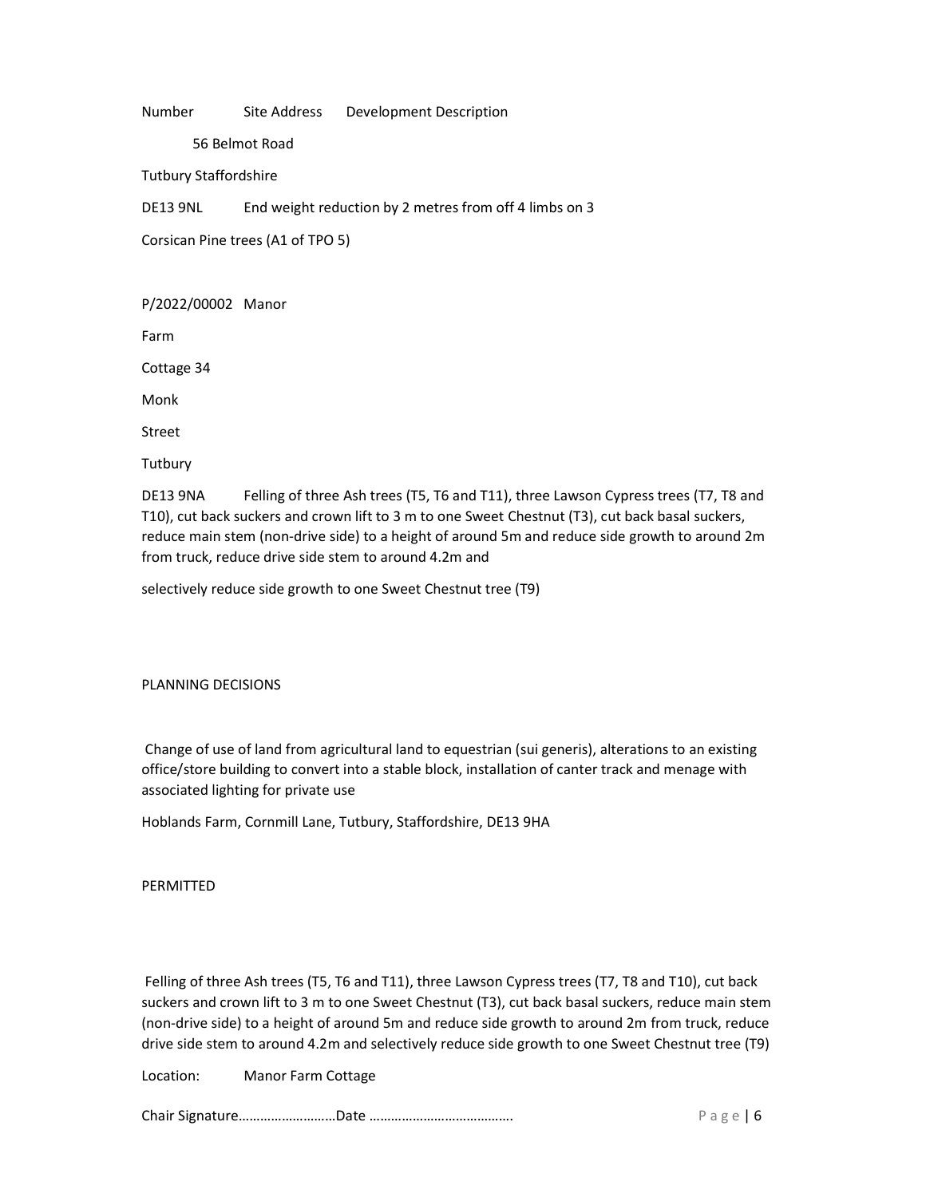Number Site Address Development Description

56 Belmot Road

Tutbury Staffordshire

DE13 9NL End weight reduction by 2 metres from off 4 limbs on 3

Corsican Pine trees (A1 of TPO 5)

P/2022/00002 Manor

Farm

Cottage 34

Monk

Street

Tutbury

DE13 9NA Felling of three Ash trees (T5, T6 and T11), three Lawson Cypress trees (T7, T8 and T10), cut back suckers and crown lift to 3 m to one Sweet Chestnut (T3), cut back basal suckers, reduce main stem (non-drive side) to a height of around 5m and reduce side growth to around 2m from truck, reduce drive side stem to around 4.2m and

selectively reduce side growth to one Sweet Chestnut tree (T9)

PLANNING DECISIONS

Change of use of land from agricultural land to equestrian (sui generis), alterations to an existing office/store building to convert into a stable block, installation of canter track and menage with associated lighting for private use

Hoblands Farm, Cornmill Lane, Tutbury, Staffordshire, DE13 9HA

PERMITTED

Felling of three Ash trees (T5, T6 and T11), three Lawson Cypress trees (T7, T8 and T10), cut back suckers and crown lift to 3 m to one Sweet Chestnut (T3), cut back basal suckers, reduce main stem (non-drive side) to a height of around 5m and reduce side growth to around 2m from truck, reduce drive side stem to around 4.2m and selectively reduce side growth to one Sweet Chestnut tree (T9)

Location: Manor Farm Cottage

Chair Signature……………………..Date ……………………………….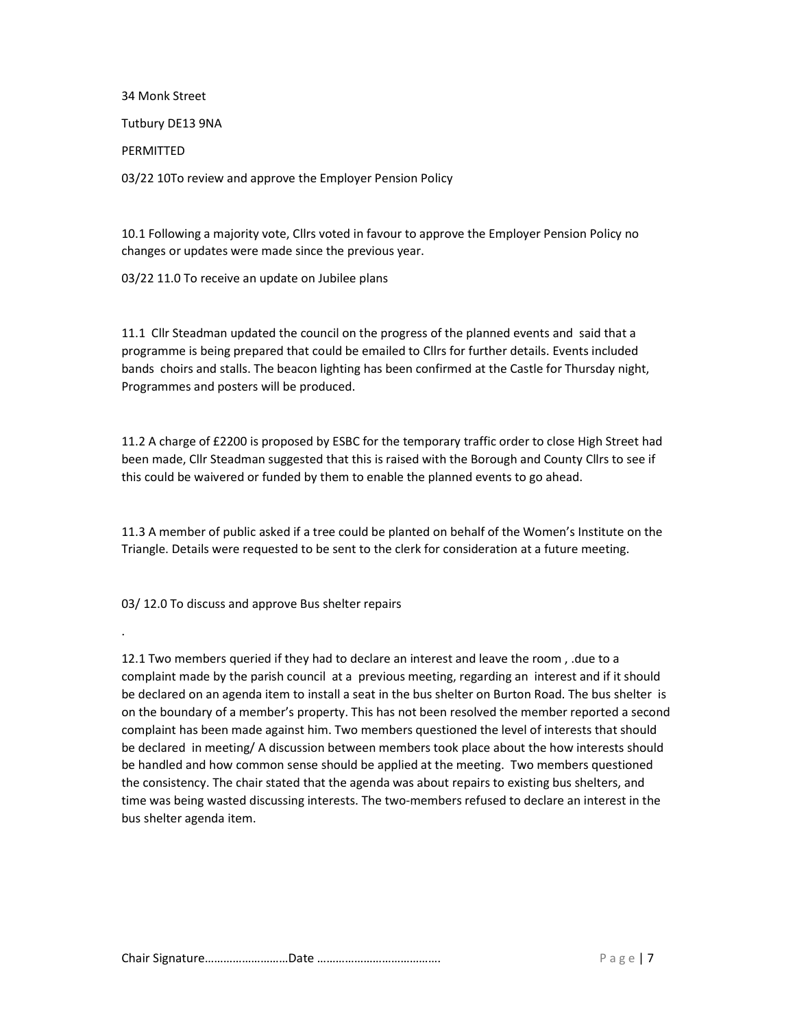34 Monk Street

Tutbury DE13 9NA

PERMITTED

03/22 10To review and approve the Employer Pension Policy

10.1 Following a majority vote, Cllrs voted in favour to approve the Employer Pension Policy no changes or updates were made since the previous year.

03/22 11.0 To receive an update on Jubilee plans

11.1 Cllr Steadman updated the council on the progress of the planned events and said that a programme is being prepared that could be emailed to Cllrs for further details. Events included bands choirs and stalls. The beacon lighting has been confirmed at the Castle for Thursday night, Programmes and posters will be produced.

11.2 A charge of £2200 is proposed by ESBC for the temporary traffic order to close High Street had been made, Cllr Steadman suggested that this is raised with the Borough and County Cllrs to see if this could be waivered or funded by them to enable the planned events to go ahead.

11.3 A member of public asked if a tree could be planted on behalf of the Women's Institute on the Triangle. Details were requested to be sent to the clerk for consideration at a future meeting.

03/ 12.0 To discuss and approve Bus shelter repairs

.

12.1 Two members queried if they had to declare an interest and leave the room , .due to a complaint made by the parish council at a previous meeting, regarding an interest and if it should be declared on an agenda item to install a seat in the bus shelter on Burton Road. The bus shelter is on the boundary of a member's property. This has not been resolved the member reported a second complaint has been made against him. Two members questioned the level of interests that should be declared in meeting/ A discussion between members took place about the how interests should be handled and how common sense should be applied at the meeting. Two members questioned the consistency. The chair stated that the agenda was about repairs to existing bus shelters, and time was being wasted discussing interests. The two-members refused to declare an interest in the bus shelter agenda item.

Chair Signature……………………Date ………………………………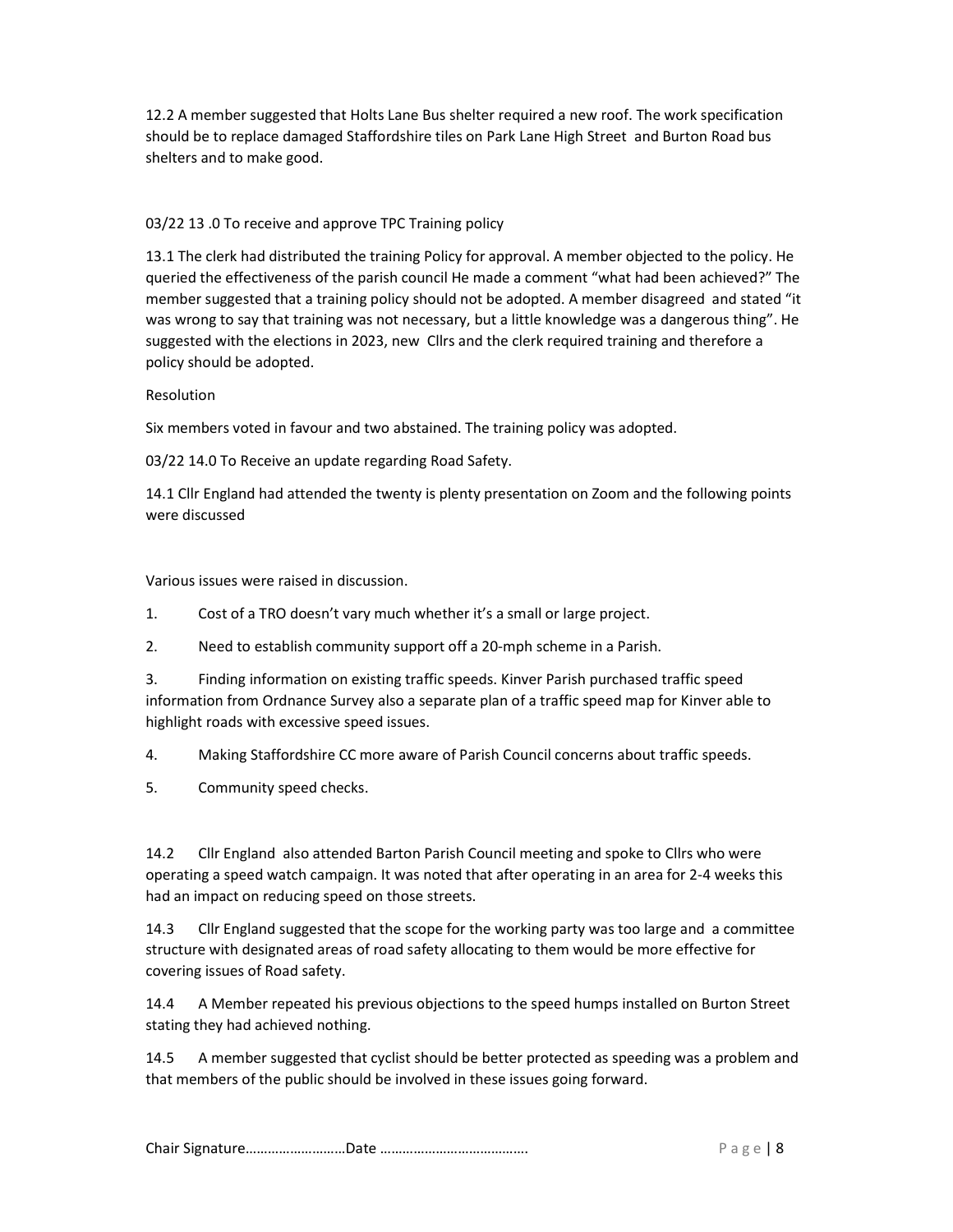12.2 A member suggested that Holts Lane Bus shelter required a new roof. The work specification should be to replace damaged Staffordshire tiles on Park Lane High Street and Burton Road bus shelters and to make good.

03/22 13 .0 To receive and approve TPC Training policy

13.1 The clerk had distributed the training Policy for approval. A member objected to the policy. He queried the effectiveness of the parish council He made a comment "what had been achieved?" The member suggested that a training policy should not be adopted. A member disagreed and stated "it was wrong to say that training was not necessary, but a little knowledge was a dangerous thing". He suggested with the elections in 2023, new Cllrs and the clerk required training and therefore a policy should be adopted.

Resolution

Six members voted in favour and two abstained. The training policy was adopted.

03/22 14.0 To Receive an update regarding Road Safety.

14.1 Cllr England had attended the twenty is plenty presentation on Zoom and the following points were discussed

Various issues were raised in discussion.

1. Cost of a TRO doesn't vary much whether it's a small or large project.
2. Need to establish community support off a 20-mph scheme in a Parish.
3. Finding information on existing traffic speeds. Kinver Parish purchased traffic speed information from Ordnance Survey also a separate plan of a traffic speed map for Kinver able to highlight roads with excessive speed issues.
4. Making Staffordshire CC more aware of Parish Council concerns about traffic speeds.
5. Community speed checks.

14.2 Cllr England also attended Barton Parish Council meeting and spoke to Cllrs who were operating a speed watch campaign. It was noted that after operating in an area for 2-4 weeks this had an impact on reducing speed on those streets.

14.3 Cllr England suggested that the scope for the working party was too large and a committee structure with designated areas of road safety allocating to them would be more effective for covering issues of Road safety.

14.4 A Member repeated his previous objections to the speed humps installed on Burton Street stating they had achieved nothing.

14.5 A member suggested that cyclist should be better protected as speeding was a problem and that members of the public should be involved in these issues going forward.

Chair Signature……………………Date ………………………………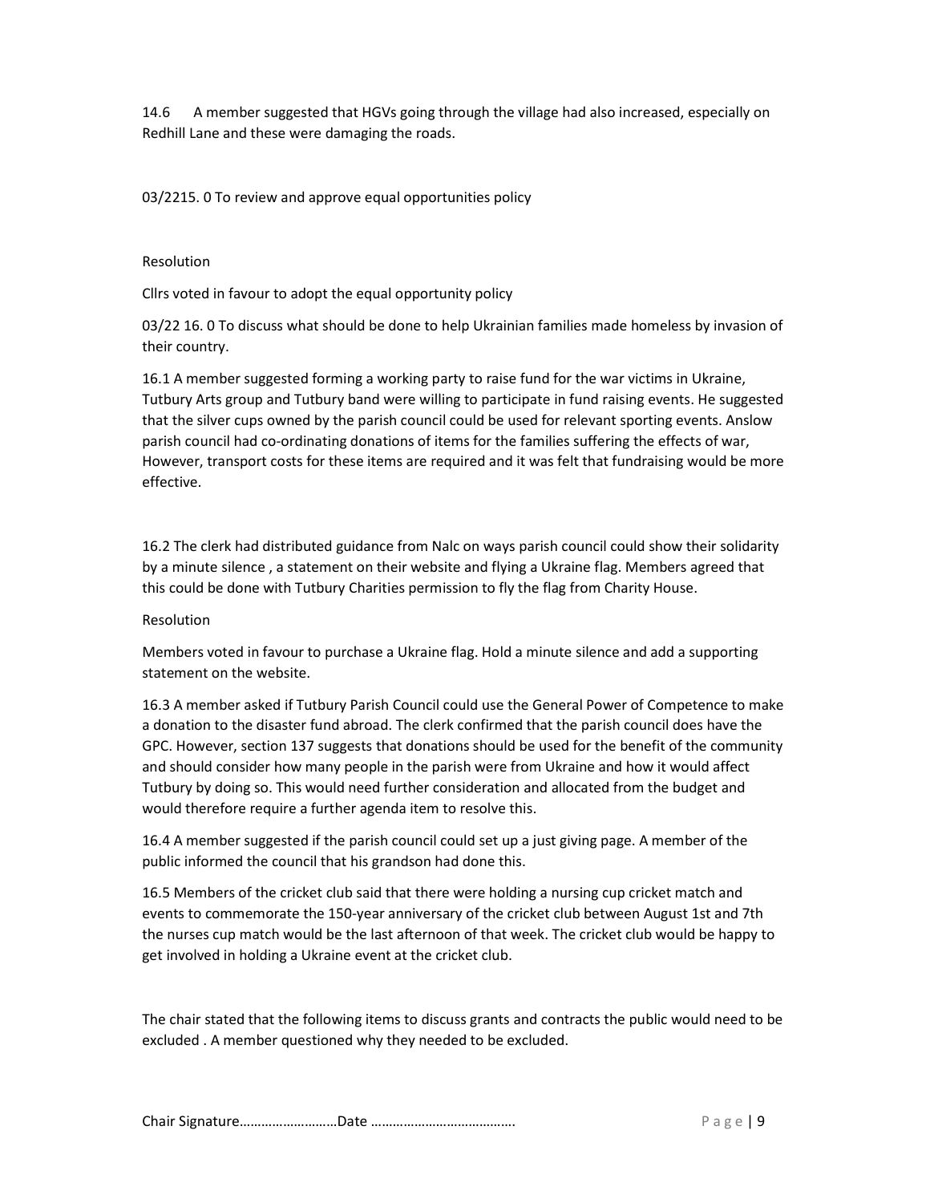14.6 A member suggested that HGVs going through the village had also increased, especially on Redhill Lane and these were damaging the roads.

03/2215. 0 To review and approve equal opportunities policy

Resolution

Cllrs voted in favour to adopt the equal opportunity policy

03/22 16. 0 To discuss what should be done to help Ukrainian families made homeless by invasion of their country.

16.1 A member suggested forming a working party to raise fund for the war victims in Ukraine, Tutbury Arts group and Tutbury band were willing to participate in fund raising events. He suggested that the silver cups owned by the parish council could be used for relevant sporting events. Anslow parish council had co-ordinating donations of items for the families suffering the effects of war, However, transport costs for these items are required and it was felt that fundraising would be more effective.

16.2 The clerk had distributed guidance from Nalc on ways parish council could show their solidarity by a minute silence , a statement on their website and flying a Ukraine flag. Members agreed that this could be done with Tutbury Charities permission to fly the flag from Charity House.

Resolution

Members voted in favour to purchase a Ukraine flag. Hold a minute silence and add a supporting statement on the website.

16.3 A member asked if Tutbury Parish Council could use the General Power of Competence to make a donation to the disaster fund abroad. The clerk confirmed that the parish council does have the GPC. However, section 137 suggests that donations should be used for the benefit of the community and should consider how many people in the parish were from Ukraine and how it would affect Tutbury by doing so. This would need further consideration and allocated from the budget and would therefore require a further agenda item to resolve this.

16.4 A member suggested if the parish council could set up a just giving page. A member of the public informed the council that his grandson had done this.

16.5 Members of the cricket club said that there were holding a nursing cup cricket match and events to commemorate the 150-year anniversary of the cricket club between August 1st and 7th the nurses cup match would be the last afternoon of that week. The cricket club would be happy to get involved in holding a Ukraine event at the cricket club.

The chair stated that the following items to discuss grants and contracts the public would need to be excluded . A member questioned why they needed to be excluded.

Chair Signature……………………..Date ………………………………….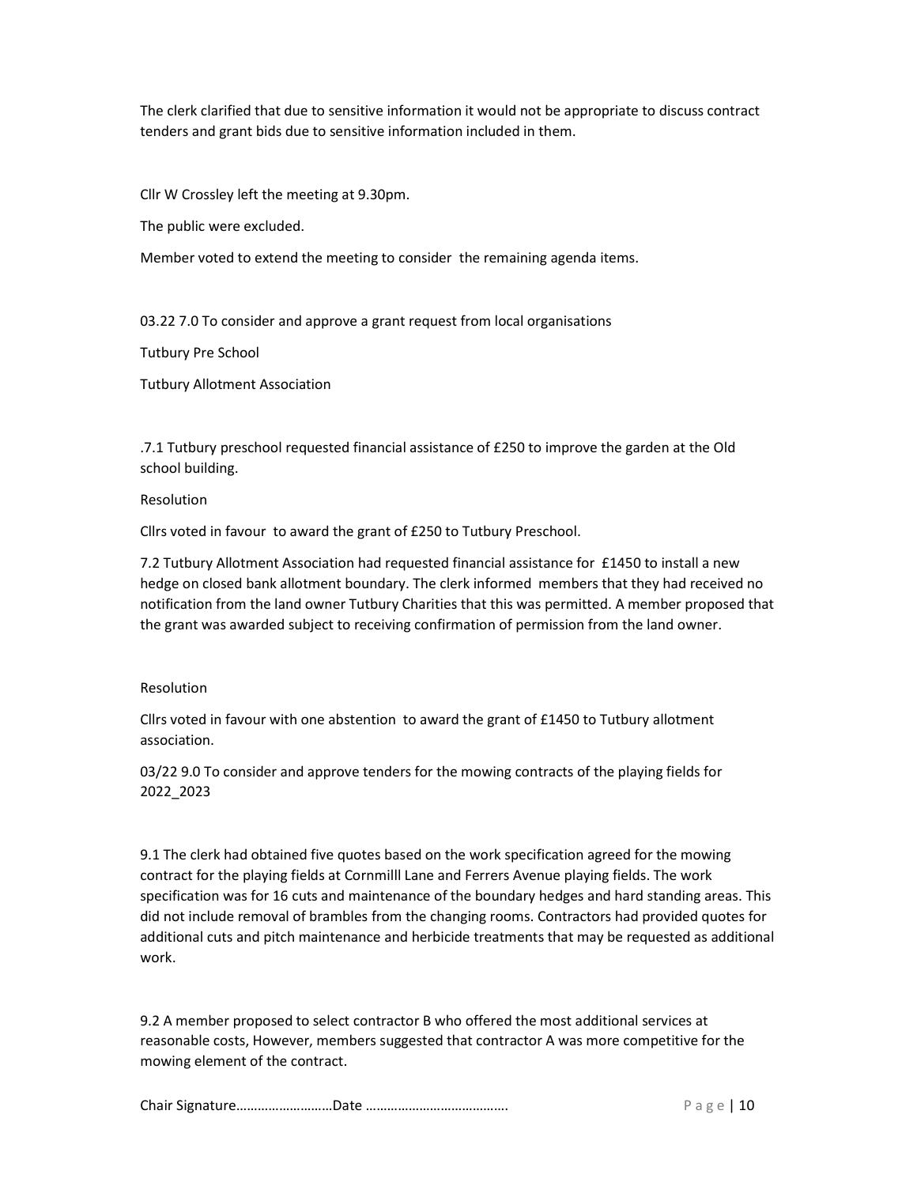The clerk clarified that due to sensitive information it would not be appropriate to discuss contract tenders and grant bids due to sensitive information included in them.

Cllr W Crossley left the meeting at 9.30pm.

The public were excluded.

Member voted to extend the meeting to consider the remaining agenda items.

03.22 7.0 To consider and approve a grant request from local organisations

Tutbury Pre School

Tutbury Allotment Association

.7.1 Tutbury preschool requested financial assistance of £250 to improve the garden at the Old school building.

Resolution

Cllrs voted in favour to award the grant of £250 to Tutbury Preschool.

7.2 Tutbury Allotment Association had requested financial assistance for £1450 to install a new hedge on closed bank allotment boundary. The clerk informed members that they had received no notification from the land owner Tutbury Charities that this was permitted. A member proposed that the grant was awarded subject to receiving confirmation of permission from the land owner.

Resolution

Cllrs voted in favour with one abstention to award the grant of £1450 to Tutbury allotment association.

03/22 9.0 To consider and approve tenders for the mowing contracts of the playing fields for 2022_2023

9.1 The clerk had obtained five quotes based on the work specification agreed for the mowing contract for the playing fields at Cornmilll Lane and Ferrers Avenue playing fields. The work specification was for 16 cuts and maintenance of the boundary hedges and hard standing areas. This did not include removal of brambles from the changing rooms. Contractors had provided quotes for additional cuts and pitch maintenance and herbicide treatments that may be requested as additional work.

9.2 A member proposed to select contractor B who offered the most additional services at reasonable costs, However, members suggested that contractor A was more competitive for the mowing element of the contract.

Chair Signature……………………..Date ………………………………….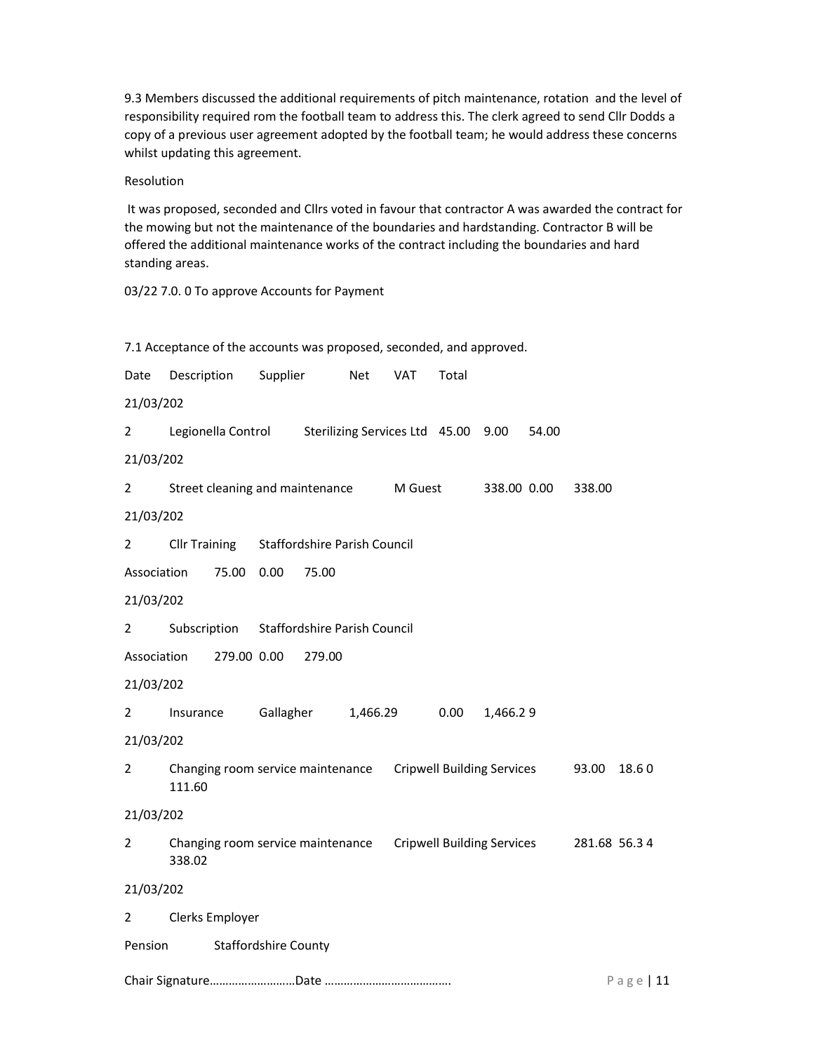9.3 Members discussed the additional requirements of pitch maintenance, rotation and the level of responsibility required rom the football team to address this. The clerk agreed to send Cllr Dodds a copy of a previous user agreement adopted by the football team; he would address these concerns whilst updating this agreement.

Resolution

It was proposed, seconded and Cllrs voted in favour that contractor A was awarded the contract for the mowing but not the maintenance of the boundaries and hardstanding. Contractor B will be offered the additional maintenance works of the contract including the boundaries and hard standing areas.

03/22 7.0. 0 To approve Accounts for Payment

7.1 Acceptance of the accounts was proposed, seconded, and approved.

| Date | Description | Supplier | Net | VAT | Total |
|---|---|---|---|---|---|
| 21/03/2022 | Legionella Control | Sterilizing Services Ltd | 45.00 | 9.00 | 54.00 |
| 21/03/2022 | Street cleaning and maintenance | M Guest | 338.00 | 0.00 | 338.00 |
| 21/03/2022 | Cllr Training | Staffordshire Parish Council Association | 75.00 | 0.00 | 75.00 |
| 21/03/2022 | Subscription | Staffordshire Parish Council Association | 279.00 | 0.00 | 279.00 |
| 21/03/2022 | Insurance | Gallagher | 1,466.29 | 0.00 | 1,466.29 |
| 21/03/2022 | Changing room service maintenance | Cripwell Building Services | 93.00 | 18.60 | 111.60 |
| 21/03/2022 | Changing room service maintenance | Cripwell Building Services | 281.68 | 56.34 | 338.02 |
| 21/03/2022 | Clerks Employer Pension | Staffordshire County | | | |

Chair Signature……………………… Date ……………………………….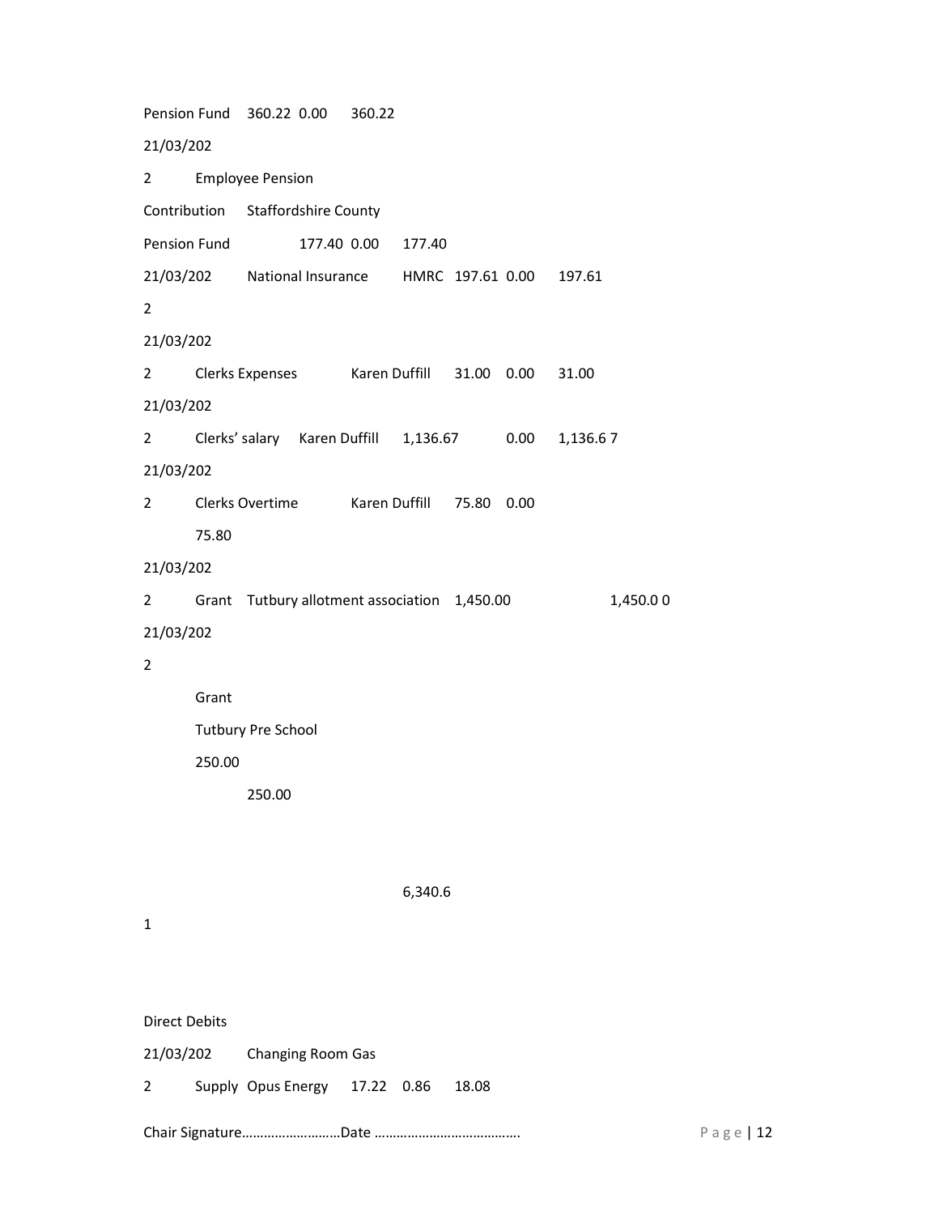| Date | Description | Payee | Net | VAT | Total |
|---|---|---|---|---|---|
| | | Pension Fund | 360.22 | 0.00 | 360.22 |
| 21/03/2022 | Employee Pension Contribution | Staffordshire County Pension Fund | 177.40 | 0.00 | 177.40 |
| 21/03/2022 | National Insurance | HMRC | 197.61 | 0.00 | 197.61 |
| 21/03/2022 | Clerks Expenses | Karen Duffill | 31.00 | 0.00 | 31.00 |
| 21/03/2022 | Clerks' salary | Karen Duffill | 1,136.67 | 0.00 | 1,136.67 |
| 21/03/2022 | Clerks Overtime | Karen Duffill | 75.80 | 0.00 | 75.80 |
| 21/03/2022 | Grant | Tutbury allotment association | 1,450.00 | | 1,450.00 |
| 21/03/2022 | Grant | Tutbury Pre School | 250.00 | | 250.00 |
| | | | 6,340.61 | | |

Direct Debits

| Date | Description | Payee | Net | VAT | Total |
|---|---|---|---|---|---|
| 21/03/2022 | Changing Room Gas Supply | Opus Energy | 17.22 | 0.86 | 18.08 |

Chair Signature……………………….Date ………………………………….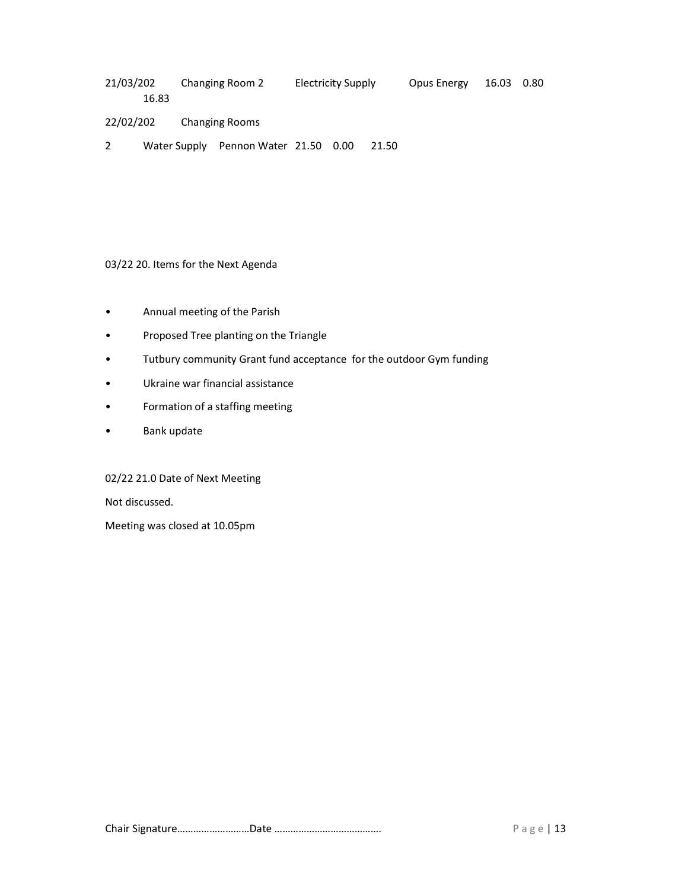21/03/202 Changing Room 2 Electricity Supply Opus Energy 16.03 0.80 16.83

22/02/202 Changing Rooms

2 Water Supply Pennon Water 21.50 0.00 21.50

03/22 20. Items for the Next Agenda

- Annual meeting of the Parish
- Proposed Tree planting on the Triangle
- Tutbury community Grant fund acceptance for the outdoor Gym funding
- Ukraine war financial assistance
- Formation of a staffing meeting
- Bank update

02/22 21.0 Date of Next Meeting

Not discussed.

Meeting was closed at 10.05pm

Chair Signature………………………Date ………………………………….